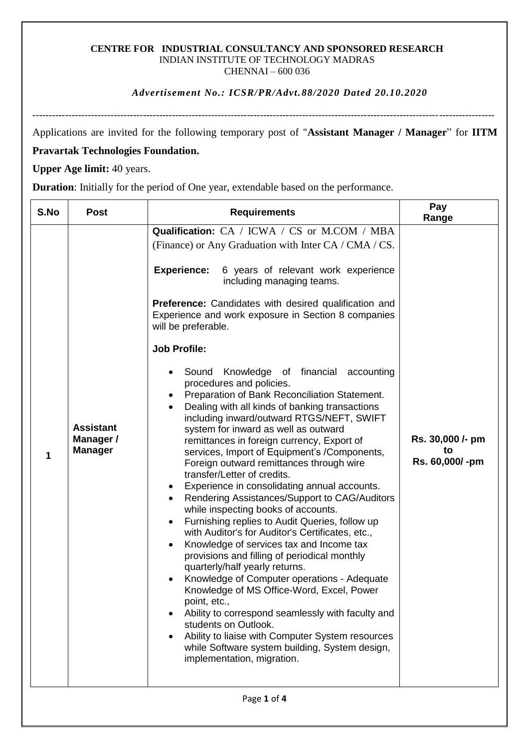**CENTRE FOR INDUSTRIAL CONSULTANCY AND SPONSORED RESEARCH**
INDIAN INSTITUTE OF TECHNOLOGY MADRAS
CHENNAI – 600 036

***Advertisement No.: ICSR/PR/Advt.88/2020 Dated 20.10.2020***

---

Applications are invited for the following temporary post of "**Assistant Manager / Manager**" for **IITM Pravartak Technologies Foundation.**

**Upper Age limit:** 40 years.

**Duration**: Initially for the period of One year, extendable based on the performance.

| S.No | Post | Requirements | Pay Range |
|---|---|---|---|
| 1 | **Assistant Manager / Manager** | **Qualification:** CA / ICWA / CS or M.COM / MBA (Finance) or Any Graduation with Inter CA / CMA / CS.<br><br>**Experience:** 6 years of relevant work experience including managing teams.<br><br>**Preference:** Candidates with desired qualification and Experience and work exposure in Section 8 companies will be preferable.<br><br>**Job Profile:**<br><br>• Sound Knowledge of financial accounting procedures and policies.<br>• Preparation of Bank Reconciliation Statement.<br>• Dealing with all kinds of banking transactions including inward/outward RTGS/NEFT, SWIFT system for inward as well as outward remittances in foreign currency, Export of services, Import of Equipment's /Components, Foreign outward remittances through wire transfer/Letter of credits.<br>• Experience in consolidating annual accounts.<br>• Rendering Assistances/Support to CAG/Auditors while inspecting books of accounts.<br>• Furnishing replies to Audit Queries, follow up with Auditor's for Auditor's Certificates, etc.,<br>• Knowledge of services tax and Income tax provisions and filling of periodical monthly quarterly/half yearly returns.<br>• Knowledge of Computer operations - Adequate Knowledge of MS Office-Word, Excel, Power point, etc.,<br>• Ability to correspond seamlessly with faculty and students on Outlook.<br>• Ability to liaise with Computer System resources while Software system building, System design, implementation, migration. | **Rs. 30,000 /- pm to Rs. 60,000/ -pm** |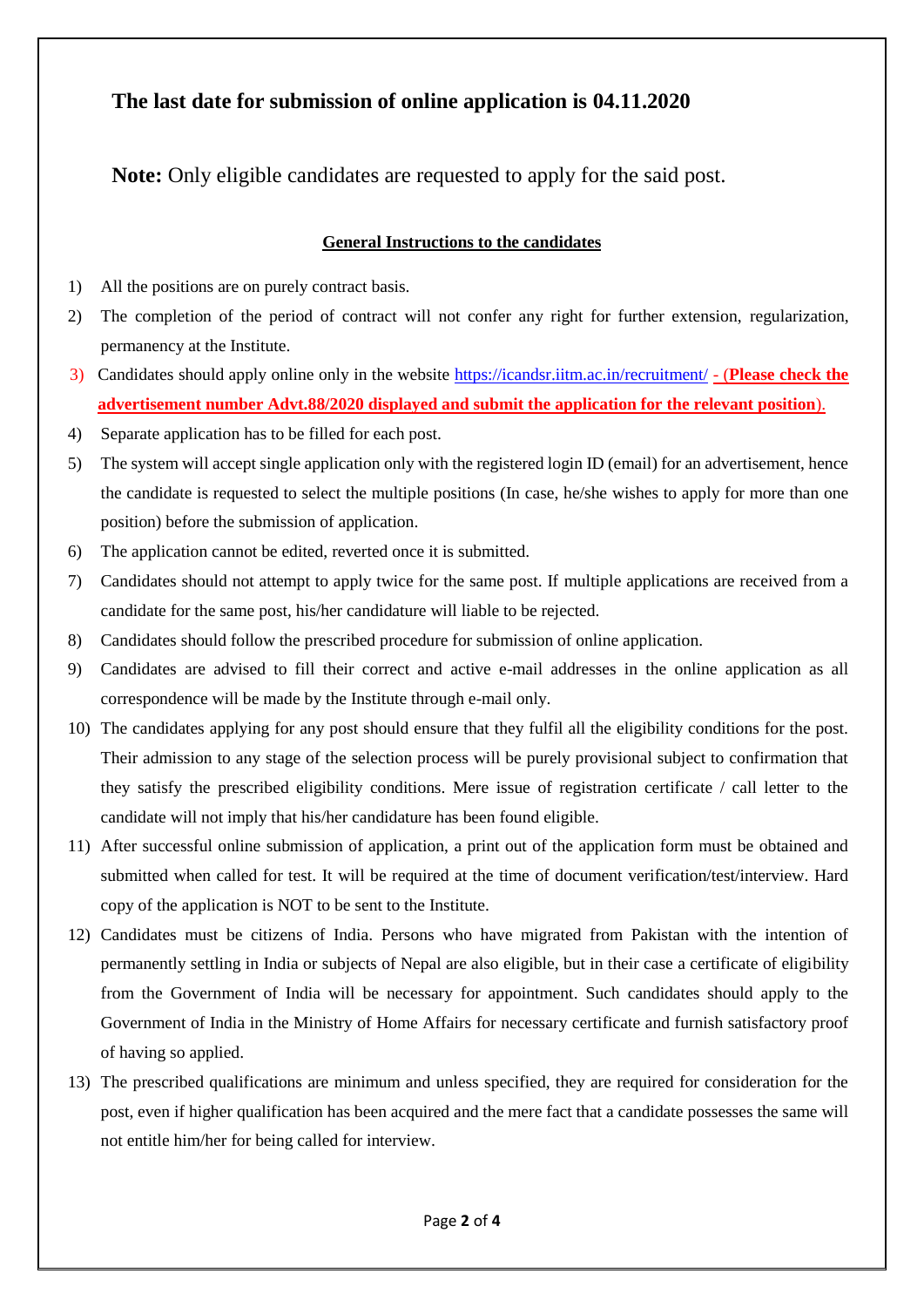**The last date for submission of online application is 04.11.2020**

**Note:** Only eligible candidates are requested to apply for the said post.

**General Instructions to the candidates**

1) All the positions are on purely contract basis.
2) The completion of the period of contract will not confer any right for further extension, regularization, permanency at the Institute.
3) Candidates should apply online only in the website https://icandsr.iitm.ac.in/recruitment/ - (**Please check the advertisement number Advt.88/2020 displayed and submit the application for the relevant position**).
4) Separate application has to be filled for each post.
5) The system will accept single application only with the registered login ID (email) for an advertisement, hence the candidate is requested to select the multiple positions (In case, he/she wishes to apply for more than one position) before the submission of application.
6) The application cannot be edited, reverted once it is submitted.
7) Candidates should not attempt to apply twice for the same post. If multiple applications are received from a candidate for the same post, his/her candidature will liable to be rejected.
8) Candidates should follow the prescribed procedure for submission of online application.
9) Candidates are advised to fill their correct and active e-mail addresses in the online application as all correspondence will be made by the Institute through e-mail only.
10) The candidates applying for any post should ensure that they fulfil all the eligibility conditions for the post. Their admission to any stage of the selection process will be purely provisional subject to confirmation that they satisfy the prescribed eligibility conditions. Mere issue of registration certificate / call letter to the candidate will not imply that his/her candidature has been found eligible.
11) After successful online submission of application, a print out of the application form must be obtained and submitted when called for test. It will be required at the time of document verification/test/interview. Hard copy of the application is NOT to be sent to the Institute.
12) Candidates must be citizens of India. Persons who have migrated from Pakistan with the intention of permanently settling in India or subjects of Nepal are also eligible, but in their case a certificate of eligibility from the Government of India will be necessary for appointment. Such candidates should apply to the Government of India in the Ministry of Home Affairs for necessary certificate and furnish satisfactory proof of having so applied.
13) The prescribed qualifications are minimum and unless specified, they are required for consideration for the post, even if higher qualification has been acquired and the mere fact that a candidate possesses the same will not entitle him/her for being called for interview.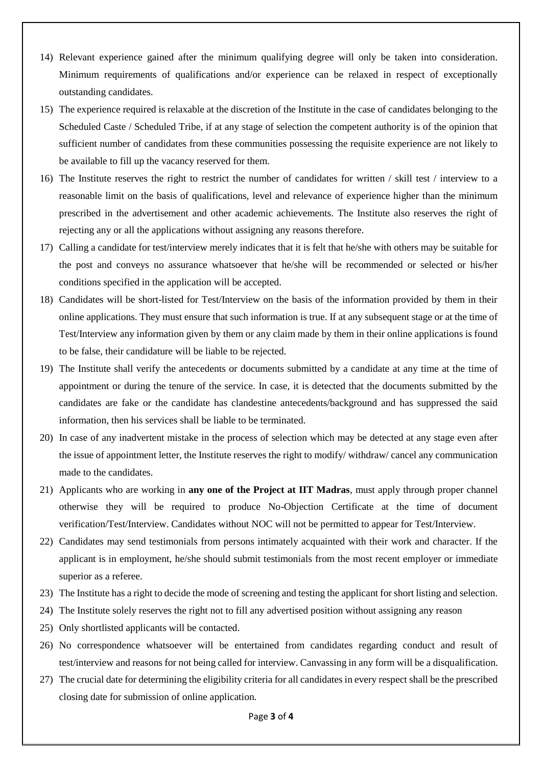14) Relevant experience gained after the minimum qualifying degree will only be taken into consideration. Minimum requirements of qualifications and/or experience can be relaxed in respect of exceptionally outstanding candidates.
15) The experience required is relaxable at the discretion of the Institute in the case of candidates belonging to the Scheduled Caste / Scheduled Tribe, if at any stage of selection the competent authority is of the opinion that sufficient number of candidates from these communities possessing the requisite experience are not likely to be available to fill up the vacancy reserved for them.
16) The Institute reserves the right to restrict the number of candidates for written / skill test / interview to a reasonable limit on the basis of qualifications, level and relevance of experience higher than the minimum prescribed in the advertisement and other academic achievements. The Institute also reserves the right of rejecting any or all the applications without assigning any reasons therefore.
17) Calling a candidate for test/interview merely indicates that it is felt that he/she with others may be suitable for the post and conveys no assurance whatsoever that he/she will be recommended or selected or his/her conditions specified in the application will be accepted.
18) Candidates will be short-listed for Test/Interview on the basis of the information provided by them in their online applications. They must ensure that such information is true. If at any subsequent stage or at the time of Test/Interview any information given by them or any claim made by them in their online applications is found to be false, their candidature will be liable to be rejected.
19) The Institute shall verify the antecedents or documents submitted by a candidate at any time at the time of appointment or during the tenure of the service. In case, it is detected that the documents submitted by the candidates are fake or the candidate has clandestine antecedents/background and has suppressed the said information, then his services shall be liable to be terminated.
20) In case of any inadvertent mistake in the process of selection which may be detected at any stage even after the issue of appointment letter, the Institute reserves the right to modify/ withdraw/ cancel any communication made to the candidates.
21) Applicants who are working in **any one of the Project at IIT Madras**, must apply through proper channel otherwise they will be required to produce No-Objection Certificate at the time of document verification/Test/Interview. Candidates without NOC will not be permitted to appear for Test/Interview.
22) Candidates may send testimonials from persons intimately acquainted with their work and character. If the applicant is in employment, he/she should submit testimonials from the most recent employer or immediate superior as a referee.
23) The Institute has a right to decide the mode of screening and testing the applicant for short listing and selection.
24) The Institute solely reserves the right not to fill any advertised position without assigning any reason
25) Only shortlisted applicants will be contacted.
26) No correspondence whatsoever will be entertained from candidates regarding conduct and result of test/interview and reasons for not being called for interview. Canvassing in any form will be a disqualification.
27) The crucial date for determining the eligibility criteria for all candidates in every respect shall be the prescribed closing date for submission of online application.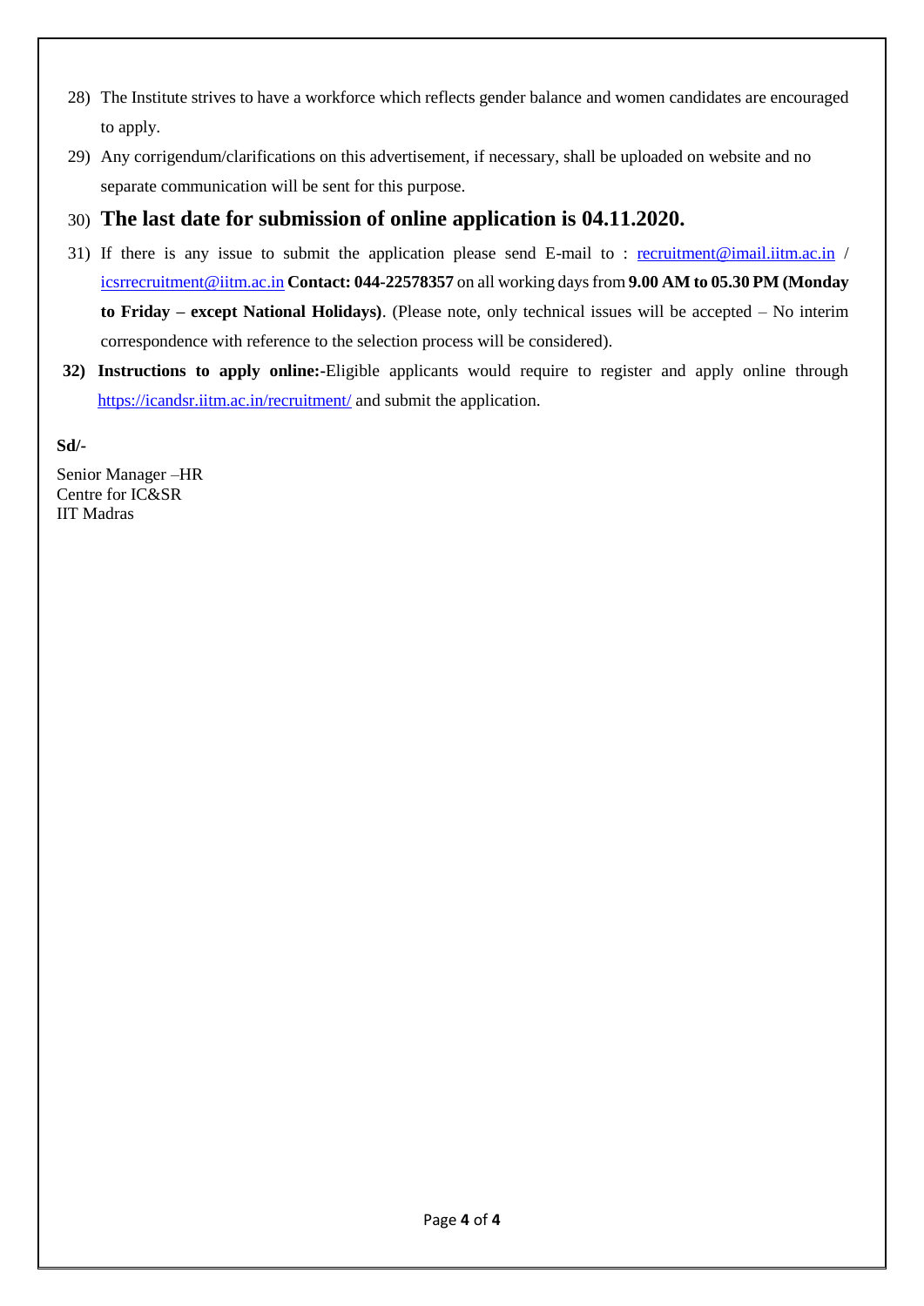28) The Institute strives to have a workforce which reflects gender balance and women candidates are encouraged to apply.

29) Any corrigendum/clarifications on this advertisement, if necessary, shall be uploaded on website and no separate communication will be sent for this purpose.

30) **The last date for submission of online application is 04.11.2020.**

31) If there is any issue to submit the application please send E-mail to : recruitment@imail.iitm.ac.in / icsrrecruitment@iitm.ac.in **Contact: 044-22578357** on all working days from **9.00 AM to 05.30 PM (Monday to Friday – except National Holidays)**. (Please note, only technical issues will be accepted – No interim correspondence with reference to the selection process will be considered).

32) **Instructions to apply online:-**Eligible applicants would require to register and apply online through https://icandsr.iitm.ac.in/recruitment/ and submit the application.

**Sd/-**

Senior Manager –HR
Centre for IC&SR
IIT Madras